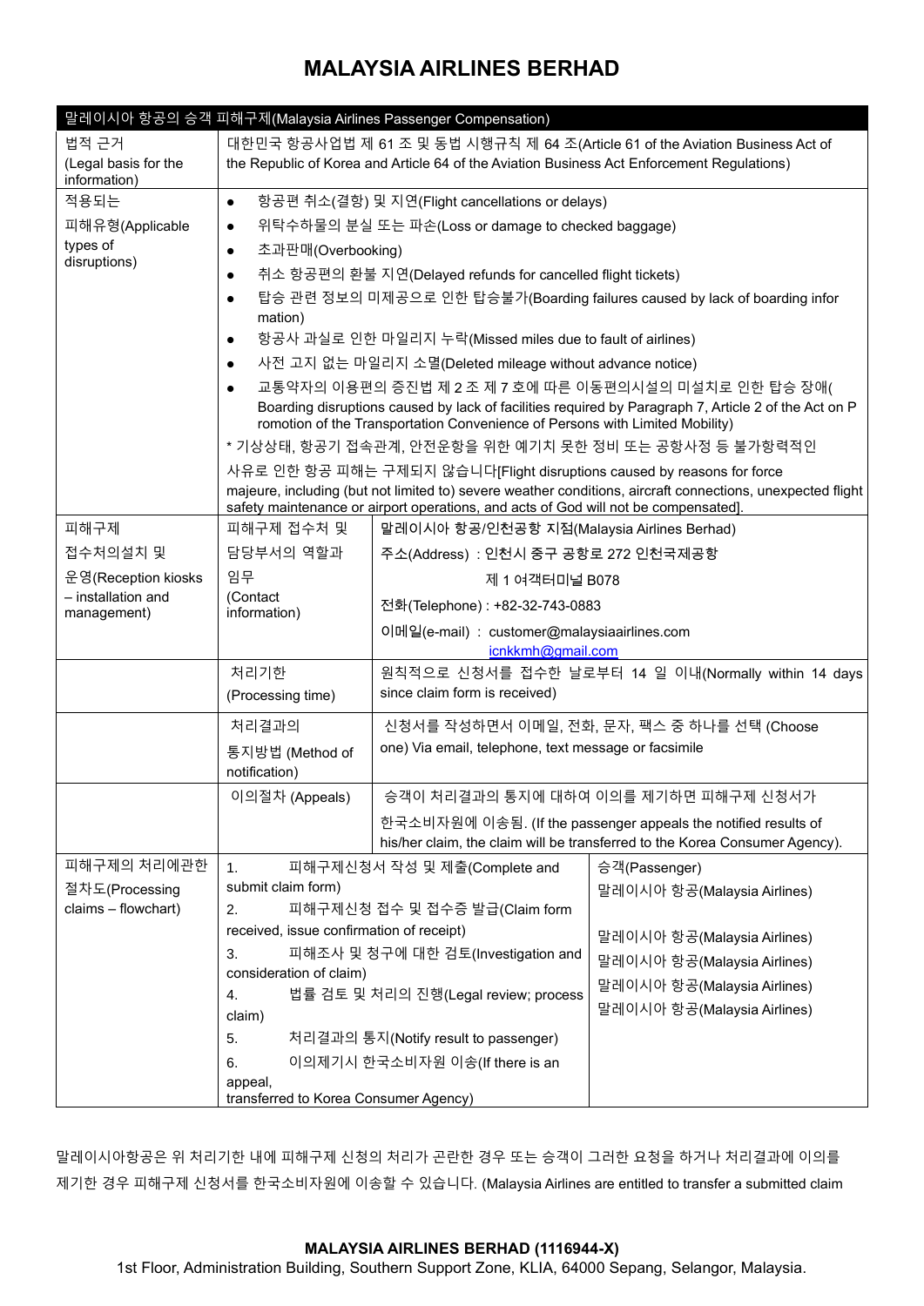# MALAYSIA AIRLINES BERHAD

| 말레이시아 항공의 승객 피해구제(Malaysia Airlines Passenger Compensation) | | |
|---|---|---|
| 법적 근거 (Legal basis for the information) | 대한민국 항공사업법 제 61 조 및 동법 시행규칙 제 64 조(Article 61 of the Aviation Business Act of the Republic of Korea and Article 64 of the Aviation Business Act Enforcement Regulations) | |
| 적용되는 피해유형(Applicable types of disruptions) | • 항공편 취소(결항) 및 지연(Flight cancellations or delays)<br>• 위탁수하물의 분실 또는 파손(Loss or damage to checked baggage)<br>• 초과판매(Overbooking)<br>• 취소 항공편의 환불 지연(Delayed refunds for cancelled flight tickets)<br>• 탑승 관련 정보의 미제공으로 인한 탑승불가(Boarding failures caused by lack of boarding information)<br>• 항공사 과실로 인한 마일리지 누락(Missed miles due to fault of airlines)<br>• 사전 고지 없는 마일리지 소멸(Deleted mileage without advance notice)<br>• 교통약자의 이용편의 증진법 제 2 조 제 7 호에 따른 이동편의시설의 미설치로 인한 탑승 장애(Boarding disruptions caused by lack of facilities required by Paragraph 7, Article 2 of the Act on Promotion of the Transportation Convenience of Persons with Limited Mobility)<br>* 기상상태, 항공기 접속관계, 안전운항을 위한 예기치 못한 정비 또는 공항사정 등 불가항력적인 사유로 인한 항공 피해는 구제되지 않습니다[Flight disruptions caused by reasons for force majeure, including (but not limited to) severe weather conditions, aircraft connections, unexpected flight safety maintenance or airport operations, and acts of God will not be compensated]. | |
| 피해구제 접수처의설치 및 운영(Reception kiosks – installation and management) | 피해구제 접수처 및 담당부서의 역할과 임무 (Contact information) | 말레이시아 항공/인천공항 지점(Malaysia Airlines Berhad)<br>주소(Address) : 인천시 중구 공항로 272 인천국제공항 제 1 여객터미널 B078<br>전화(Telephone) : +82-32-743-0883<br>이메일(e-mail) : customer@malaysiaairlines.com<br>icnkkmh@gmail.com |
| | 처리기한 (Processing time) | 원칙적으로 신청서를 접수한 날로부터 14 일 이내(Normally within 14 days since claim form is received) |
| | 처리결과의 통지방법 (Method of notification) | 신청서를 작성하면서 이메일, 전화, 문자, 팩스 중 하나를 선택 (Choose one) Via email, telephone, text message or facsimile |
| | 이의절차 (Appeals) | 승객이 처리결과의 통지에 대하여 이의를 제기하면 피해구제 신청서가 한국소비자원에 이송됨. (If the passenger appeals the notified results of his/her claim, the claim will be transferred to the Korea Consumer Agency). |
| 피해구제의 처리에관한 절차도(Processing claims – flowchart) | 1. 피해구제신청서 작성 및 제출(Complete and submit claim form)<br>2. 피해구제신청 접수 및 접수증 발급(Claim form received, issue confirmation of receipt)<br>3. 피해조사 및 청구에 대한 검토(Investigation and consideration of claim)<br>4. 법률 검토 및 처리의 진행(Legal review; process claim)<br>5. 처리결과의 통지(Notify result to passenger)<br>6. 이의제기시 한국소비자원 이송(If there is an appeal, transferred to Korea Consumer Agency) | 승객(Passenger)<br>말레이시아 항공(Malaysia Airlines)<br>말레이시아 항공(Malaysia Airlines)<br>말레이시아 항공(Malaysia Airlines)<br>말레이시아 항공(Malaysia Airlines)<br>말레이시아 항공(Malaysia Airlines) |

말레이시아항공은 위 처리기한 내에 피해구제 신청의 처리가 곤란한 경우 또는 승객이 그러한 요청을 하거나 처리결과에 이의를 제기한 경우 피해구제 신청서를 한국소비자원에 이송할 수 있습니다. (Malaysia Airlines are entitled to transfer a submitted claim

**MALAYSIA AIRLINES BERHAD (1116944-X)**
1st Floor, Administration Building, Southern Support Zone, KLIA, 64000 Sepang, Selangor, Malaysia.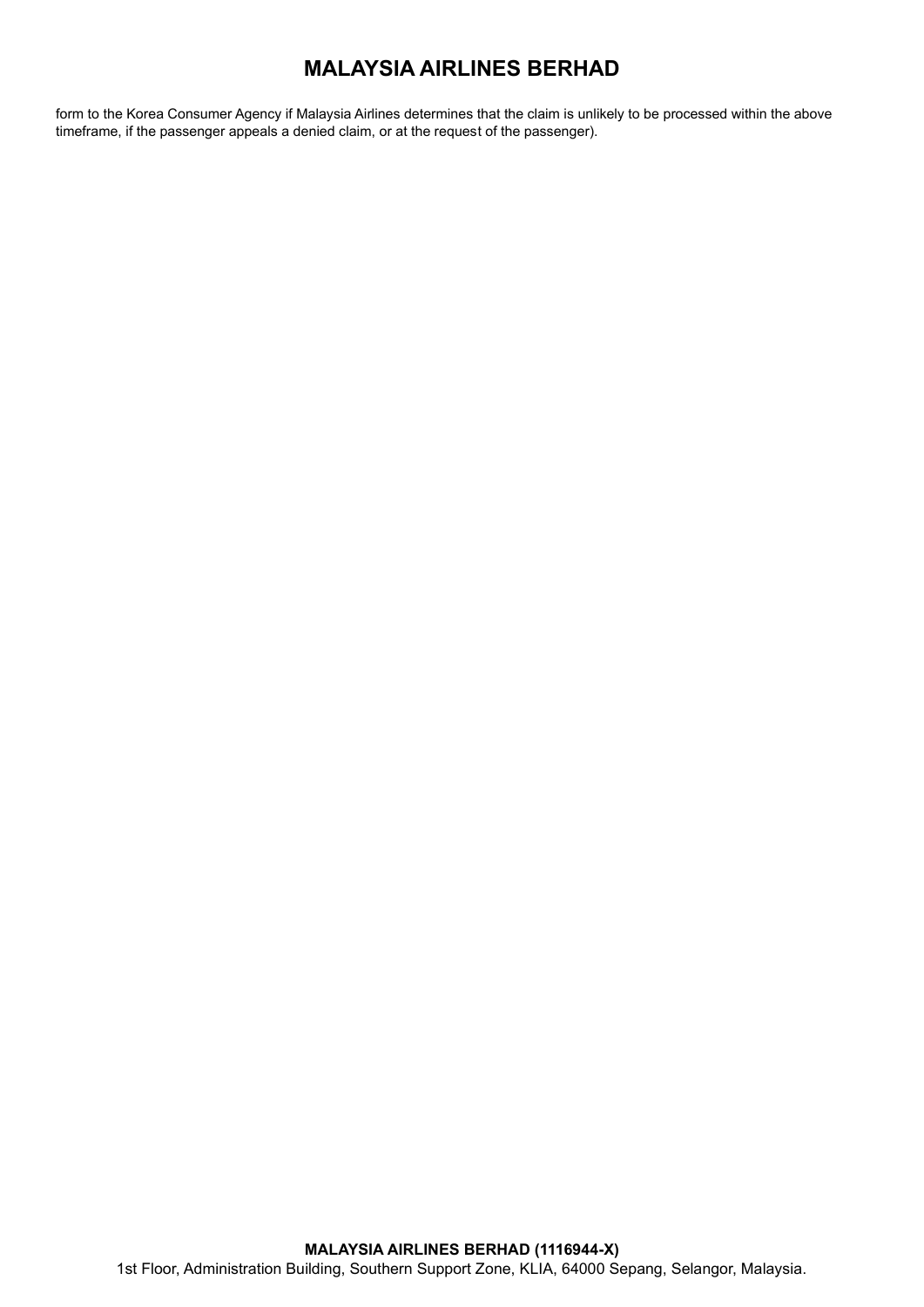form to the Korea Consumer Agency if Malaysia Airlines determines that the claim is unlikely to be processed within the above timeframe, if the passenger appeals a denied claim, or at the request of the passenger).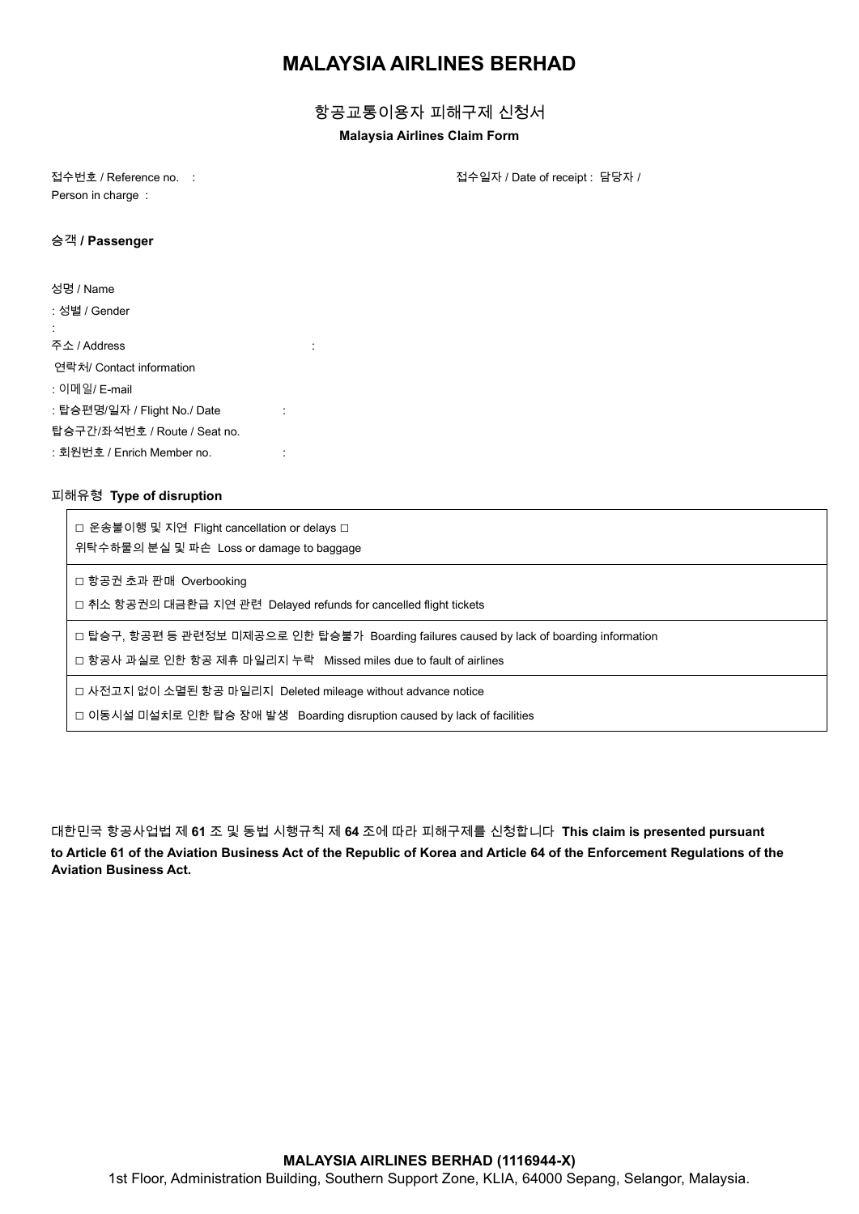# MALAYSIA AIRLINES BERHAD

항공교통이용자 피해구제 신청서

**Malaysia Airlines Claim Form**

접수번호 / Reference no. : 접수일자 / Date of receipt : 담당자 / Person in charge :

승객 **/ Passenger**

성명 / Name

: 성별 / Gender

:

주소 / Address :

연락처/ Contact information

: 이메일/ E-mail

: 탑승편명/일자 / Flight No./ Date :

탑승구간/좌석번호 / Route / Seat no.

: 회원번호 / Enrich Member no. :

피해유형 **Type of disruption**

| |
|---|
| □ 운송불이행 및 지연 Flight cancellation or delays □ 위탁수하물의 분실 및 파손 Loss or damage to baggage |
| □ 항공권 초과 판매 Overbooking<br>□ 취소 항공권의 대금환급 지연 관련 Delayed refunds for cancelled flight tickets |
| □ 탑승구, 항공편 등 관련정보 미제공으로 인한 탑승불가 Boarding failures caused by lack of boarding information<br>□ 항공사 과실로 인한 항공 제휴 마일리지 누락 Missed miles due to fault of airlines |
| □ 사전고지 없이 소멸된 항공 마일리지 Deleted mileage without advance notice<br>□ 이동시설 미설치로 인한 탑승 장애 발생 Boarding disruption caused by lack of facilities |

대한민국 항공사업법 제 **61** 조 및 동법 시행규칙 제 **64** 조에 따라 피해구제를 신청합니다 **This claim is presented pursuant to Article 61 of the Aviation Business Act of the Republic of Korea and Article 64 of the Enforcement Regulations of the Aviation Business Act.**

**MALAYSIA AIRLINES BERHAD (1116944-X)**

1st Floor, Administration Building, Southern Support Zone, KLIA, 64000 Sepang, Selangor, Malaysia.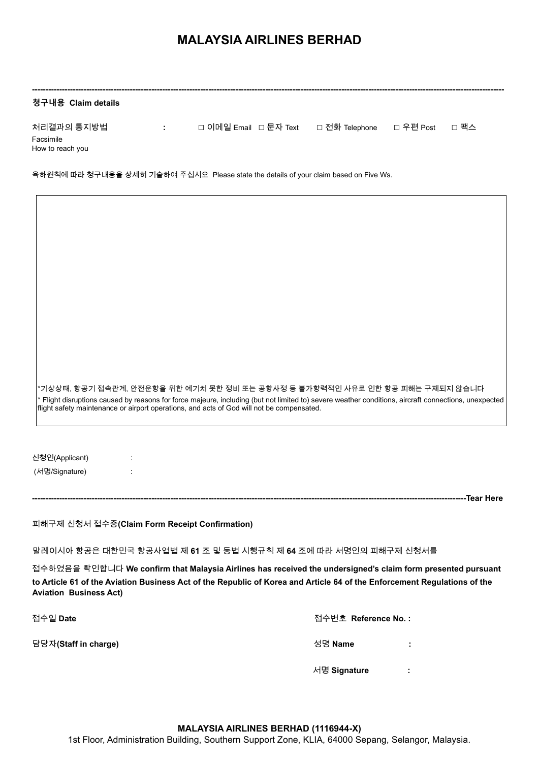# MALAYSIA AIRLINES BERHAD

---

**청구내용 Claim details**

처리결과의 통지방법 Facsimile How to reach you : □ 이메일 Email □ 문자 Text □ 전화 Telephone □ 우편 Post □ 팩스

육하원칙에 따라 청구내용을 상세히 기술하여 주십시오 Please state the details of your claim based on Five Ws.

| |
|---|
| *기상상태, 항공기 접속관계, 안전운항을 위한 예기치 못한 정비 또는 공항사정 등 불가항력적인 사유로 인한 항공 피해는 구제되지 않습니다<br>* Flight disruptions caused by reasons for force majeure, including (but not limited to) severe weather conditions, aircraft connections, unexpected flight safety maintenance or airport operations, and acts of God will not be compensated. |

신청인(Applicant) :

(서명/Signature) :

---Tear Here

피해구제 신청서 접수증**(Claim Form Receipt Confirmation)**

말레이시아 항공은 대한민국 항공사업법 제 **61** 조 및 동법 시행규칙 제 **64** 조에 따라 서명인의 피해구제 신청서를 접수하였음을 확인합니다 **We confirm that Malaysia Airlines has received the undersigned's claim form presented pursuant to Article 61 of the Aviation Business Act of the Republic of Korea and Article 64 of the Enforcement Regulations of the Aviation Business Act)**

접수일 **Date** 접수번호 **Reference No. :**

담당자**(Staff in charge)** 성명 **Name** :

서명 **Signature** :

**MALAYSIA AIRLINES BERHAD (1116944-X)**

1st Floor, Administration Building, Southern Support Zone, KLIA, 64000 Sepang, Selangor, Malaysia.